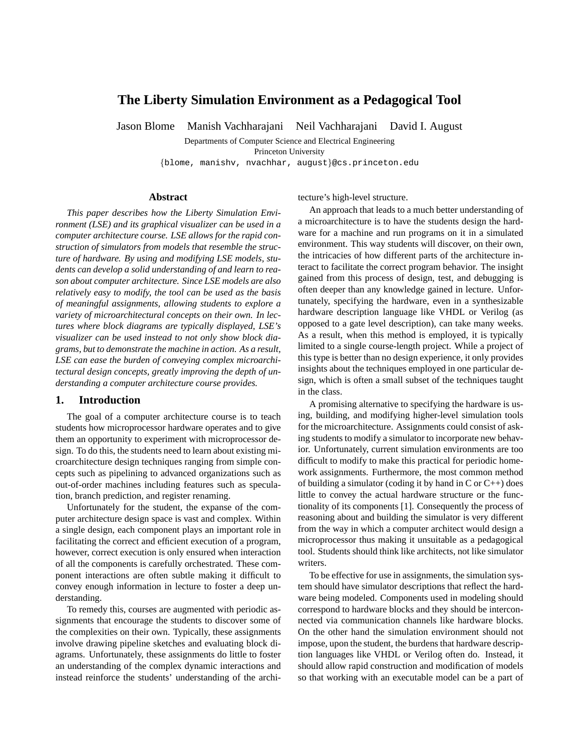# The Liberty Simulation Environment as a Pedagogical Tool

Jason Blome Manish Vachharajani Neil Vachharajani David I. August

Departments of Computer Science and Electrical Engineering
Princeton University
{blome, manishv, nvachhar, august}@cs.princeton.edu

## Abstract

*This paper describes how the Liberty Simulation Environment (LSE) and its graphical visualizer can be used in a computer architecture course. LSE allows for the rapid construction of simulators from models that resemble the structure of hardware. By using and modifying LSE models, students can develop a solid understanding of and learn to reason about computer architecture. Since LSE models are also relatively easy to modify, the tool can be used as the basis of meaningful assignments, allowing students to explore a variety of microarchitectural concepts on their own. In lectures where block diagrams are typically displayed, LSE's visualizer can be used instead to not only show block diagrams, but to demonstrate the machine in action. As a result, LSE can ease the burden of conveying complex microarchitectural design concepts, greatly improving the depth of understanding a computer architecture course provides.*

## 1. Introduction

The goal of a computer architecture course is to teach students how microprocessor hardware operates and to give them an opportunity to experiment with microprocessor design. To do this, the students need to learn about existing microarchitecture design techniques ranging from simple concepts such as pipelining to advanced organizations such as out-of-order machines including features such as speculation, branch prediction, and register renaming.

Unfortunately for the student, the expanse of the computer architecture design space is vast and complex. Within a single design, each component plays an important role in facilitating the correct and efficient execution of a program, however, correct execution is only ensured when interaction of all the components is carefully orchestrated. These component interactions are often subtle making it difficult to convey enough information in lecture to foster a deep understanding.

To remedy this, courses are augmented with periodic assignments that encourage the students to discover some of the complexities on their own. Typically, these assignments involve drawing pipeline sketches and evaluating block diagrams. Unfortunately, these assignments do little to foster an understanding of the complex dynamic interactions and instead reinforce the students' understanding of the architecture's high-level structure.

An approach that leads to a much better understanding of a microarchitecture is to have the students design the hardware for a machine and run programs on it in a simulated environment. This way students will discover, on their own, the intricacies of how different parts of the architecture interact to facilitate the correct program behavior. The insight gained from this process of design, test, and debugging is often deeper than any knowledge gained in lecture. Unfortunately, specifying the hardware, even in a synthesizable hardware description language like VHDL or Verilog (as opposed to a gate level description), can take many weeks. As a result, when this method is employed, it is typically limited to a single course-length project. While a project of this type is better than no design experience, it only provides insights about the techniques employed in one particular design, which is often a small subset of the techniques taught in the class.

A promising alternative to specifying the hardware is using, building, and modifying higher-level simulation tools for the microarchitecture. Assignments could consist of asking students to modify a simulator to incorporate new behavior. Unfortunately, current simulation environments are too difficult to modify to make this practical for periodic homework assignments. Furthermore, the most common method of building a simulator (coding it by hand in C or C++) does little to convey the actual hardware structure or the functionality of its components [1]. Consequently the process of reasoning about and building the simulator is very different from the way in which a computer architect would design a microprocessor thus making it unsuitable as a pedagogical tool. Students should think like architects, not like simulator writers.

To be effective for use in assignments, the simulation system should have simulator descriptions that reflect the hardware being modeled. Components used in modeling should correspond to hardware blocks and they should be interconnected via communication channels like hardware blocks. On the other hand the simulation environment should not impose, upon the student, the burdens that hardware description languages like VHDL or Verilog often do. Instead, it should allow rapid construction and modification of models so that working with an executable model can be a part of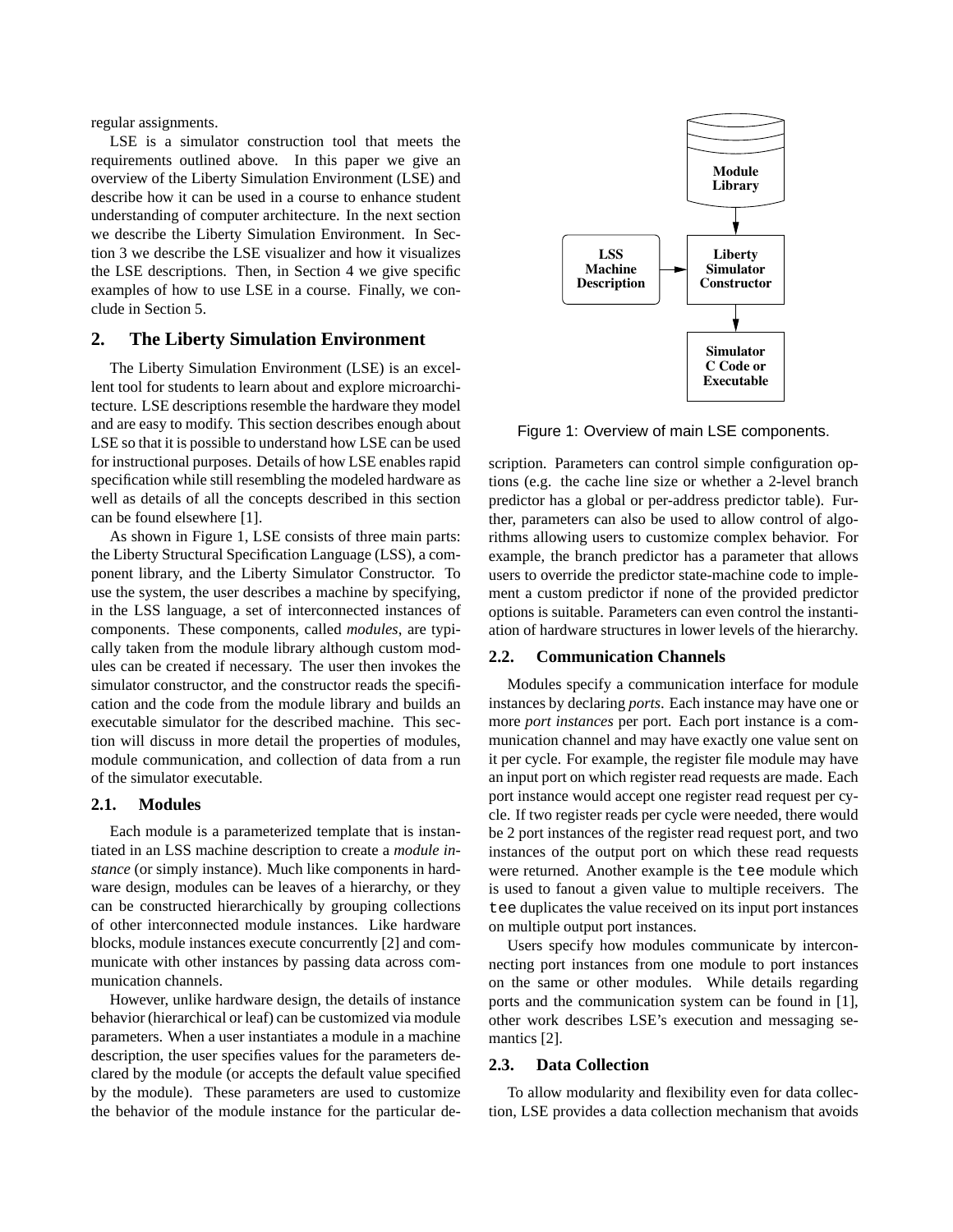regular assignments.

LSE is a simulator construction tool that meets the requirements outlined above. In this paper we give an overview of the Liberty Simulation Environment (LSE) and describe how it can be used in a course to enhance student understanding of computer architecture. In the next section we describe the Liberty Simulation Environment. In Section 3 we describe the LSE visualizer and how it visualizes the LSE descriptions. Then, in Section 4 we give specific examples of how to use LSE in a course. Finally, we conclude in Section 5.

## 2. The Liberty Simulation Environment

The Liberty Simulation Environment (LSE) is an excellent tool for students to learn about and explore microarchitecture. LSE descriptions resemble the hardware they model and are easy to modify. This section describes enough about LSE so that it is possible to understand how LSE can be used for instructional purposes. Details of how LSE enables rapid specification while still resembling the modeled hardware as well as details of all the concepts described in this section can be found elsewhere [1].

As shown in Figure 1, LSE consists of three main parts: the Liberty Structural Specification Language (LSS), a component library, and the Liberty Simulator Constructor. To use the system, the user describes a machine by specifying, in the LSS language, a set of interconnected instances of components. These components, called *modules*, are typically taken from the module library although custom modules can be created if necessary. The user then invokes the simulator constructor, and the constructor reads the specification and the code from the module library and builds an executable simulator for the described machine. This section will discuss in more detail the properties of modules, module communication, and collection of data from a run of the simulator executable.

**Module Library** → **Liberty Simulator Constructor**; **LSS Machine Description** → **Liberty Simulator Constructor** → **Simulator C Code or Executable**

Figure 1: Overview of main LSE components.

### 2.1. Modules

Each module is a parameterized template that is instantiated in an LSS machine description to create a *module instance* (or simply instance). Much like components in hardware design, modules can be leaves of a hierarchy, or they can be constructed hierarchically by grouping collections of other interconnected module instances. Like hardware blocks, module instances execute concurrently [2] and communicate with other instances by passing data across communication channels.

However, unlike hardware design, the details of instance behavior (hierarchical or leaf) can be customized via module parameters. When a user instantiates a module in a machine description, the user specifies values for the parameters declared by the module (or accepts the default value specified by the module). These parameters are used to customize the behavior of the module instance for the particular description. Parameters can control simple configuration options (e.g. the cache line size or whether a 2-level branch predictor has a global or per-address predictor table). Further, parameters can also be used to allow control of algorithms allowing users to customize complex behavior. For example, the branch predictor has a parameter that allows users to override the predictor state-machine code to implement a custom predictor if none of the provided predictor options is suitable. Parameters can even control the instantiation of hardware structures in lower levels of the hierarchy.

### 2.2. Communication Channels

Modules specify a communication interface for module instances by declaring *ports*. Each instance may have one or more *port instances* per port. Each port instance is a communication channel and may have exactly one value sent on it per cycle. For example, the register file module may have an input port on which register read requests are made. Each port instance would accept one register read request per cycle. If two register reads per cycle were needed, there would be 2 port instances of the register read request port, and two instances of the output port on which these read requests were returned. Another example is the `tee` module which is used to fanout a given value to multiple receivers. The `tee` duplicates the value received on its input port instances on multiple output port instances.

Users specify how modules communicate by interconnecting port instances from one module to port instances on the same or other modules. While details regarding ports and the communication system can be found in [1], other work describes LSE's execution and messaging semantics [2].

### 2.3. Data Collection

To allow modularity and flexibility even for data collection, LSE provides a data collection mechanism that avoids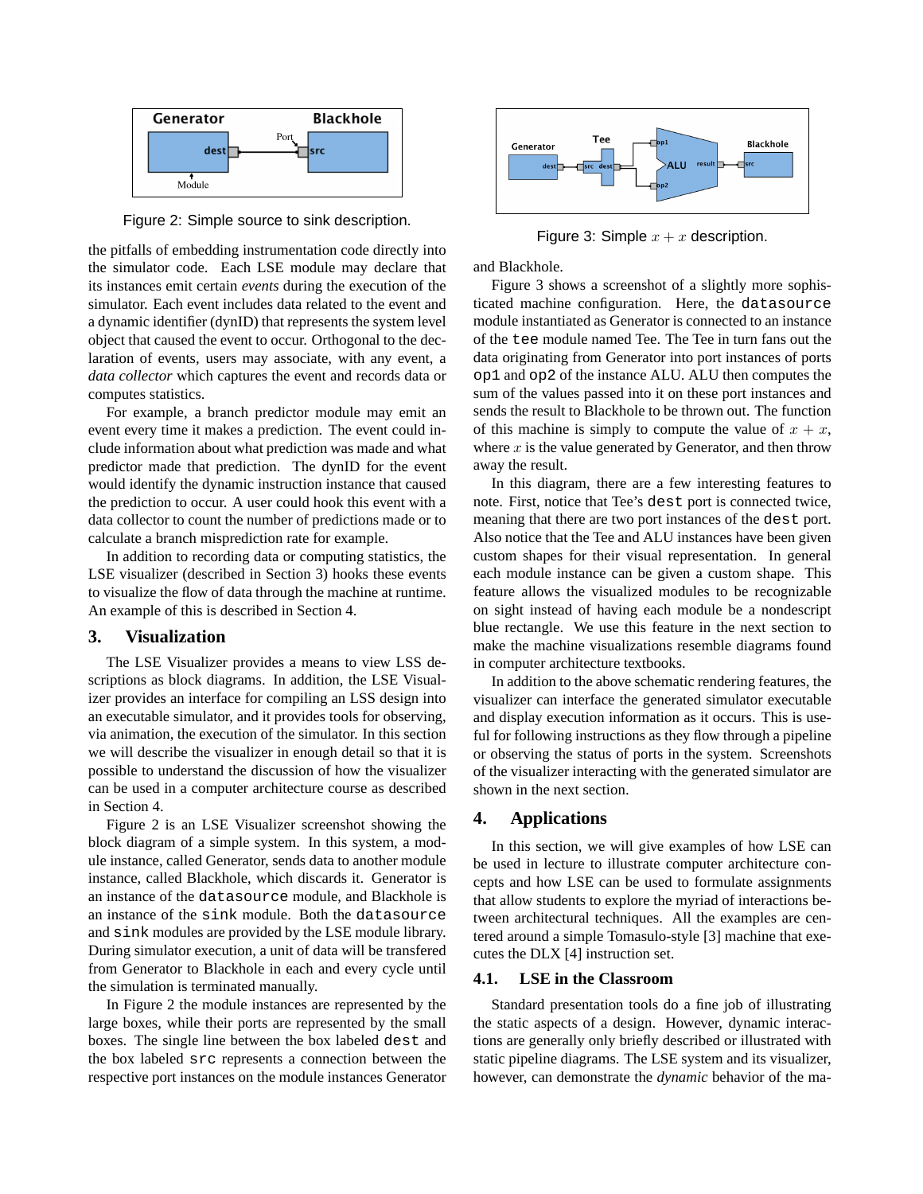Figure 2: Simple source to sink description.

the pitfalls of embedding instrumentation code directly into the simulator code. Each LSE module may declare that its instances emit certain *events* during the execution of the simulator. Each event includes data related to the event and a dynamic identifier (dynID) that represents the system level object that caused the event to occur. Orthogonal to the declaration of events, users may associate, with any event, a *data collector* which captures the event and records data or computes statistics.

For example, a branch predictor module may emit an event every time it makes a prediction. The event could include information about what prediction was made and what predictor made that prediction. The dynID for the event would identify the dynamic instruction instance that caused the prediction to occur. A user could hook this event with a data collector to count the number of predictions made or to calculate a branch misprediction rate for example.

In addition to recording data or computing statistics, the LSE visualizer (described in Section 3) hooks these events to visualize the flow of data through the machine at runtime. An example of this is described in Section 4.

## 3. Visualization

The LSE Visualizer provides a means to view LSS descriptions as block diagrams. In addition, the LSE Visualizer provides an interface for compiling an LSS design into an executable simulator, and it provides tools for observing, via animation, the execution of the simulator. In this section we will describe the visualizer in enough detail so that it is possible to understand the discussion of how the visualizer can be used in a computer architecture course as described in Section 4.

Figure 2 is an LSE Visualizer screenshot showing the block diagram of a simple system. In this system, a module instance, called Generator, sends data to another module instance, called Blackhole, which discards it. Generator is an instance of the `datasource` module, and Blackhole is an instance of the `sink` module. Both the `datasource` and `sink` modules are provided by the LSE module library. During simulator execution, a unit of data will be transfered from Generator to Blackhole in each and every cycle until the simulation is terminated manually.

In Figure 2 the module instances are represented by the large boxes, while their ports are represented by the small boxes. The single line between the box labeled `dest` and the box labeled `src` represents a connection between the respective port instances on the module instances Generator and Blackhole.

Figure 3: Simple $x + x$ description.

Figure 3 shows a screenshot of a slightly more sophisticated machine configuration. Here, the `datasource` module instantiated as Generator is connected to an instance of the `tee` module named Tee. The Tee in turn fans out the data originating from Generator into port instances of ports `op1` and `op2` of the instance ALU. ALU then computes the sum of the values passed into it on these port instances and sends the result to Blackhole to be thrown out. The function of this machine is simply to compute the value of $x + x$, where $x$ is the value generated by Generator, and then throw away the result.

In this diagram, there are a few interesting features to note. First, notice that Tee's `dest` port is connected twice, meaning that there are two port instances of the `dest` port. Also notice that the Tee and ALU instances have been given custom shapes for their visual representation. In general each module instance can be given a custom shape. This feature allows the visualized modules to be recognizable on sight instead of having each module be a nondescript blue rectangle. We use this feature in the next section to make the machine visualizations resemble diagrams found in computer architecture textbooks.

In addition to the above schematic rendering features, the visualizer can interface the generated simulator executable and display execution information as it occurs. This is useful for following instructions as they flow through a pipeline or observing the status of ports in the system. Screenshots of the visualizer interacting with the generated simulator are shown in the next section.

## 4. Applications

In this section, we will give examples of how LSE can be used in lecture to illustrate computer architecture concepts and how LSE can be used to formulate assignments that allow students to explore the myriad of interactions between architectural techniques. All the examples are centered around a simple Tomasulo-style [3] machine that executes the DLX [4] instruction set.

### 4.1. LSE in the Classroom

Standard presentation tools do a fine job of illustrating the static aspects of a design. However, dynamic interactions are generally only briefly described or illustrated with static pipeline diagrams. The LSE system and its visualizer, however, can demonstrate the *dynamic* behavior of the ma-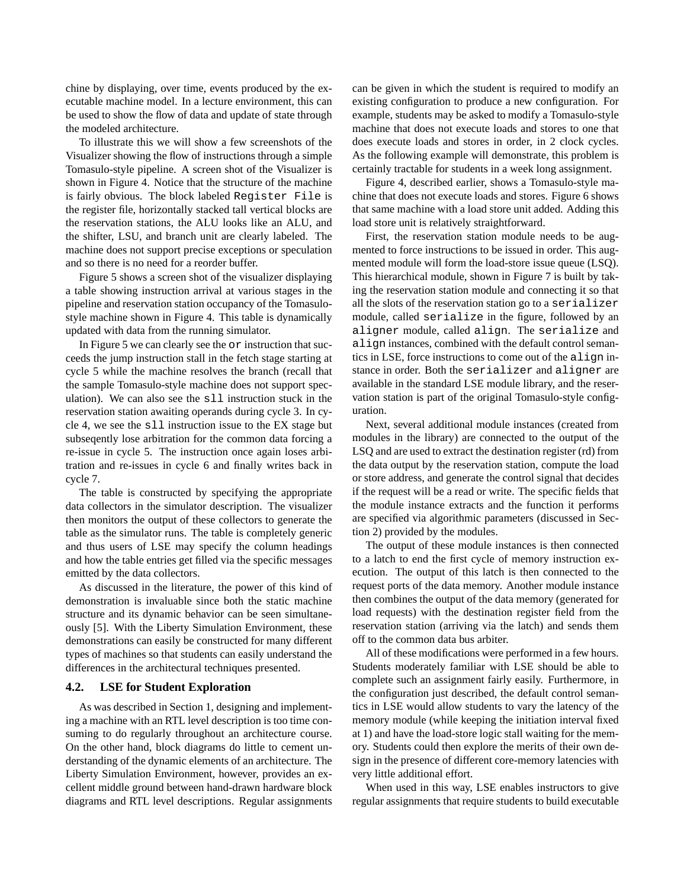chine by displaying, over time, events produced by the executable machine model. In a lecture environment, this can be used to show the flow of data and update of state through the modeled architecture.

To illustrate this we will show a few screenshots of the Visualizer showing the flow of instructions through a simple Tomasulo-style pipeline. A screen shot of the Visualizer is shown in Figure 4. Notice that the structure of the machine is fairly obvious. The block labeled `Register File` is the register file, horizontally stacked tall vertical blocks are the reservation stations, the ALU looks like an ALU, and the shifter, LSU, and branch unit are clearly labeled. The machine does not support precise exceptions or speculation and so there is no need for a reorder buffer.

Figure 5 shows a screen shot of the visualizer displaying a table showing instruction arrival at various stages in the pipeline and reservation station occupancy of the Tomasulo-style machine shown in Figure 4. This table is dynamically updated with data from the running simulator.

In Figure 5 we can clearly see the `or` instruction that succeeds the jump instruction stall in the fetch stage starting at cycle 5 while the machine resolves the branch (recall that the sample Tomasulo-style machine does not support speculation). We can also see the `sll` instruction stuck in the reservation station awaiting operands during cycle 3. In cycle 4, we see the `sll` instruction issue to the EX stage but subseqently lose arbitration for the common data forcing a re-issue in cycle 5. The instruction once again loses arbitration and re-issues in cycle 6 and finally writes back in cycle 7.

The table is constructed by specifying the appropriate data collectors in the simulator description. The visualizer then monitors the output of these collectors to generate the table as the simulator runs. The table is completely generic and thus users of LSE may specify the column headings and how the table entries get filled via the specific messages emitted by the data collectors.

As discussed in the literature, the power of this kind of demonstration is invaluable since both the static machine structure and its dynamic behavior can be seen simultaneously [5]. With the Liberty Simulation Environment, these demonstrations can easily be constructed for many different types of machines so that students can easily understand the differences in the architectural techniques presented.

### 4.2. LSE for Student Exploration

As was described in Section 1, designing and implementing a machine with an RTL level description is too time consuming to do regularly throughout an architecture course. On the other hand, block diagrams do little to cement understanding of the dynamic elements of an architecture. The Liberty Simulation Environment, however, provides an excellent middle ground between hand-drawn hardware block diagrams and RTL level descriptions. Regular assignments can be given in which the student is required to modify an existing configuration to produce a new configuration. For example, students may be asked to modify a Tomasulo-style machine that does not execute loads and stores to one that does execute loads and stores in order, in 2 clock cycles. As the following example will demonstrate, this problem is certainly tractable for students in a week long assignment.

Figure 4, described earlier, shows a Tomasulo-style machine that does not execute loads and stores. Figure 6 shows that same machine with a load store unit added. Adding this load store unit is relatively straightforward.

First, the reservation station module needs to be augmented to force instructions to be issued in order. This augmented module will form the load-store issue queue (LSQ). This hierarchical module, shown in Figure 7 is built by taking the reservation station module and connecting it so that all the slots of the reservation station go to a `serializer` module, called `serialize` in the figure, followed by an `aligner` module, called `align`. The `serialize` and `align` instances, combined with the default control semantics in LSE, force instructions to come out of the `align` instance in order. Both the `serializer` and `aligner` are available in the standard LSE module library, and the reservation station is part of the original Tomasulo-style configuration.

Next, several additional module instances (created from modules in the library) are connected to the output of the LSQ and are used to extract the destination register (rd) from the data output by the reservation station, compute the load or store address, and generate the control signal that decides if the request will be a read or write. The specific fields that the module instance extracts and the function it performs are specified via algorithmic parameters (discussed in Section 2) provided by the modules.

The output of these module instances is then connected to a latch to end the first cycle of memory instruction execution. The output of this latch is then connected to the request ports of the data memory. Another module instance then combines the output of the data memory (generated for load requests) with the destination register field from the reservation station (arriving via the latch) and sends them off to the common data bus arbiter.

All of these modifications were performed in a few hours. Students moderately familiar with LSE should be able to complete such an assignment fairly easily. Furthermore, in the configuration just described, the default control semantics in LSE would allow students to vary the latency of the memory module (while keeping the initiation interval fixed at 1) and have the load-store logic stall waiting for the memory. Students could then explore the merits of their own design in the presence of different core-memory latencies with very little additional effort.

When used in this way, LSE enables instructors to give regular assignments that require students to build executable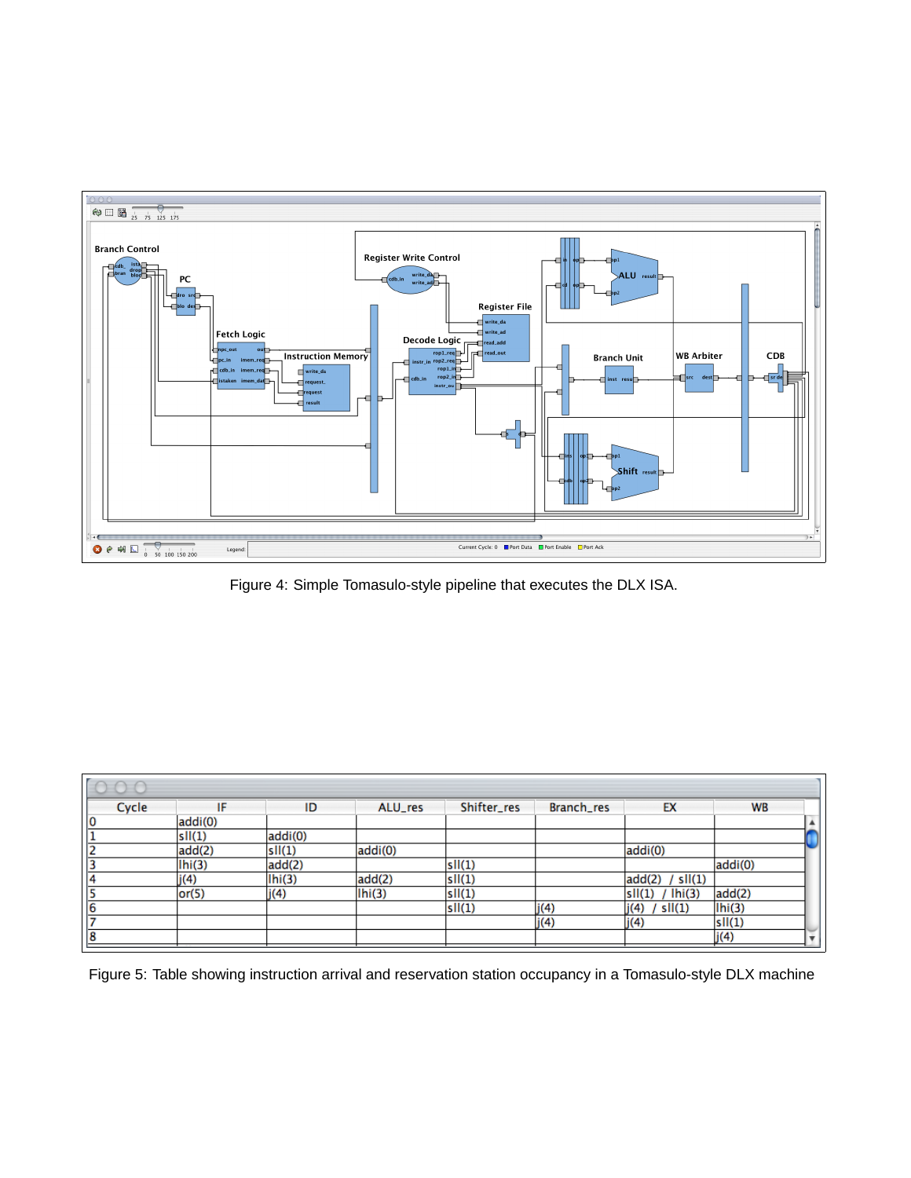Figure 4: Simple Tomasulo-style pipeline that executes the DLX ISA.

| Cycle | IF | ID | ALU_res | Shifter_res | Branch_res | EX | WB |
|---|---|---|---|---|---|---|---|
| 0 | addi(0) | | | | | | |
| 1 | sll(1) | addi(0) | | | | | |
| 2 | add(2) | sll(1) | addi(0) | | | addi(0) | |
| 3 | lhi(3) | add(2) | | sll(1) | | | addi(0) |
| 4 | j(4) | lhi(3) | add(2) | sll(1) | | add(2) / sll(1) | |
| 5 | or(5) | j(4) | lhi(3) | sll(1) | | sll(1) / lhi(3) | add(2) |
| 6 | | | | sll(1) | j(4) | j(4) / sll(1) | lhi(3) |
| 7 | | | | | j(4) | j(4) | sll(1) |
| 8 | | | | | | | j(4) |

Figure 5: Table showing instruction arrival and reservation station occupancy in a Tomasulo-style DLX machine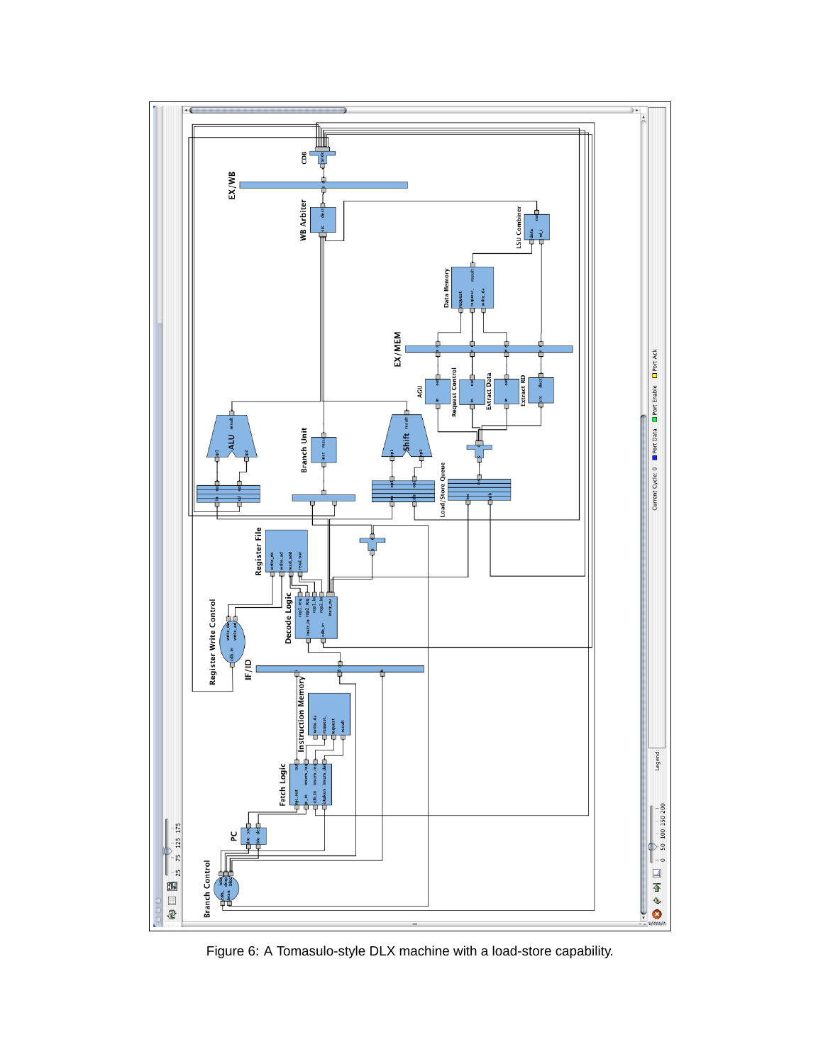Figure 6: A Tomasulo-style DLX machine with a load-store capability.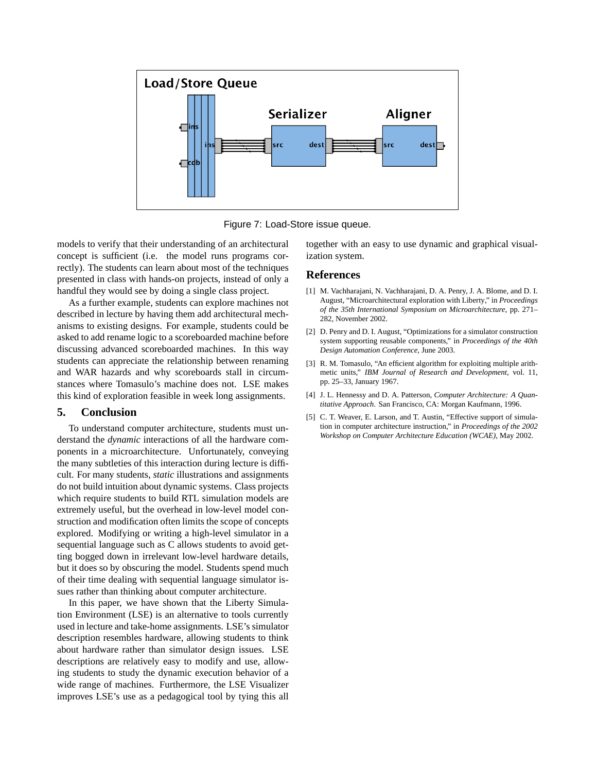Load/Store Queue

Serializer

Aligner

ins

cdb

ins

src

dest

src

dest

Figure 7: Load-Store issue queue.

models to verify that their understanding of an architectural concept is sufficient (i.e. the model runs programs correctly). The students can learn about most of the techniques presented in class with hands-on projects, instead of only a handful they would see by doing a single class project.

As a further example, students can explore machines not described in lecture by having them add architectural mechanisms to existing designs. For example, students could be asked to add rename logic to a scoreboarded machine before discussing advanced scoreboarded machines. In this way students can appreciate the relationship between renaming and WAR hazards and why scoreboards stall in circumstances where Tomasulo's machine does not. LSE makes this kind of exploration feasible in week long assignments.

## 5. Conclusion

To understand computer architecture, students must understand the *dynamic* interactions of all the hardware components in a microarchitecture. Unfortunately, conveying the many subtleties of this interaction during lecture is difficult. For many students, *static* illustrations and assignments do not build intuition about dynamic systems. Class projects which require students to build RTL simulation models are extremely useful, but the overhead in low-level model construction and modification often limits the scope of concepts explored. Modifying or writing a high-level simulator in a sequential language such as C allows students to avoid getting bogged down in irrelevant low-level hardware details, but it does so by obscuring the model. Students spend much of their time dealing with sequential language simulator issues rather than thinking about computer architecture.

In this paper, we have shown that the Liberty Simulation Environment (LSE) is an alternative to tools currently used in lecture and take-home assignments. LSE's simulator description resembles hardware, allowing students to think about hardware rather than simulator design issues. LSE descriptions are relatively easy to modify and use, allowing students to study the dynamic execution behavior of a wide range of machines. Furthermore, the LSE Visualizer improves LSE's use as a pedagogical tool by tying this all together with an easy to use dynamic and graphical visualization system.

## References

[1] M. Vachharajani, N. Vachharajani, D. A. Penry, J. A. Blome, and D. I. August, "Microarchitectural exploration with Liberty," in *Proceedings of the 35th International Symposium on Microarchitecture*, pp. 271–282, November 2002.

[2] D. Penry and D. I. August, "Optimizations for a simulator construction system supporting reusable components," in *Proceedings of the 40th Design Automation Conference*, June 2003.

[3] R. M. Tomasulo, "An efficient algorithm for exploiting multiple arithmetic units," *IBM Journal of Research and Development*, vol. 11, pp. 25–33, January 1967.

[4] J. L. Hennessy and D. A. Patterson, *Computer Architecture: A Quantitative Approach.* San Francisco, CA: Morgan Kaufmann, 1996.

[5] C. T. Weaver, E. Larson, and T. Austin, "Effective support of simulation in computer architecture instruction," in *Proceedings of the 2002 Workshop on Computer Architecture Education (WCAE)*, May 2002.